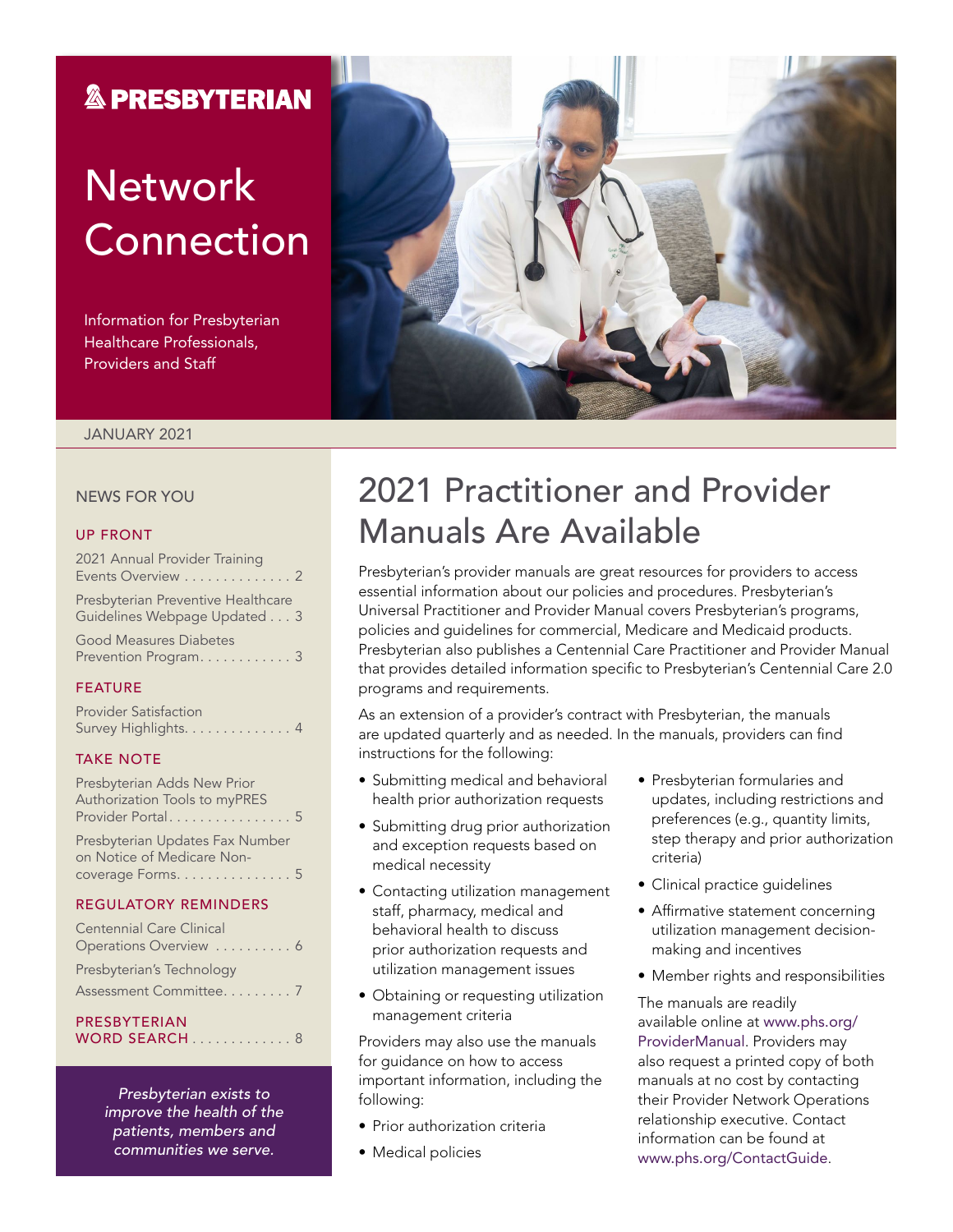# PRESBYTERIAN

# Network Connection

Information for Presbyterian Healthcare Professionals, Providers and Staff

JANUARY 2021

## NEWS FOR YOU

### UP FRONT

2021 Annual Provider Training Events Overview . . . . . . . . . . . . . . 2

Presbyterian Preventive Healthcare Guidelines Webpage Updated . . . 3

Good Measures Diabetes Prevention Program. . . . . . . . . . . . 3

### FEATURE

Provider Satisfaction Survey Highlights. . . . . . . . . . . . . . 4

### TAKE NOTE

Presbyterian Adds New Prior Authorization Tools to myPRES Provider Portal. . . . . . . . . . . . . . . . 5

Presbyterian Updates Fax Number on Notice of Medicare Non-coverage Forms. . . . . . . . . . . . . . . 5

### REGULATORY REMINDERS

Centennial Care Clinical Operations Overview . . . . . . . . . . 6

Presbyterian's Technology Assessment Committee. . . . . . . . . 7

### PRESBYTERIAN WORD SEARCH . . . . . . . . . . . . . 8

*Presbyterian exists to improve the health of the patients, members and communities we serve.*

# 2021 Practitioner and Provider Manuals Are Available

Presbyterian's provider manuals are great resources for providers to access essential information about our policies and procedures. Presbyterian's Universal Practitioner and Provider Manual covers Presbyterian's programs, policies and guidelines for commercial, Medicare and Medicaid products. Presbyterian also publishes a Centennial Care Practitioner and Provider Manual that provides detailed information specific to Presbyterian's Centennial Care 2.0 programs and requirements.

As an extension of a provider's contract with Presbyterian, the manuals are updated quarterly and as needed. In the manuals, providers can find instructions for the following:

- Submitting medical and behavioral health prior authorization requests
- Submitting drug prior authorization and exception requests based on medical necessity
- Contacting utilization management staff, pharmacy, medical and behavioral health to discuss prior authorization requests and utilization management issues
- Obtaining or requesting utilization management criteria

Providers may also use the manuals for guidance on how to access important information, including the following:

- Prior authorization criteria
- Medical policies
- Presbyterian formularies and updates, including restrictions and preferences (e.g., quantity limits, step therapy and prior authorization criteria)
- Clinical practice guidelines
- Affirmative statement concerning utilization management decision-making and incentives
- Member rights and responsibilities

The manuals are readily available online at www.phs.org/ProviderManual. Providers may also request a printed copy of both manuals at no cost by contacting their Provider Network Operations relationship executive. Contact information can be found at www.phs.org/ContactGuide.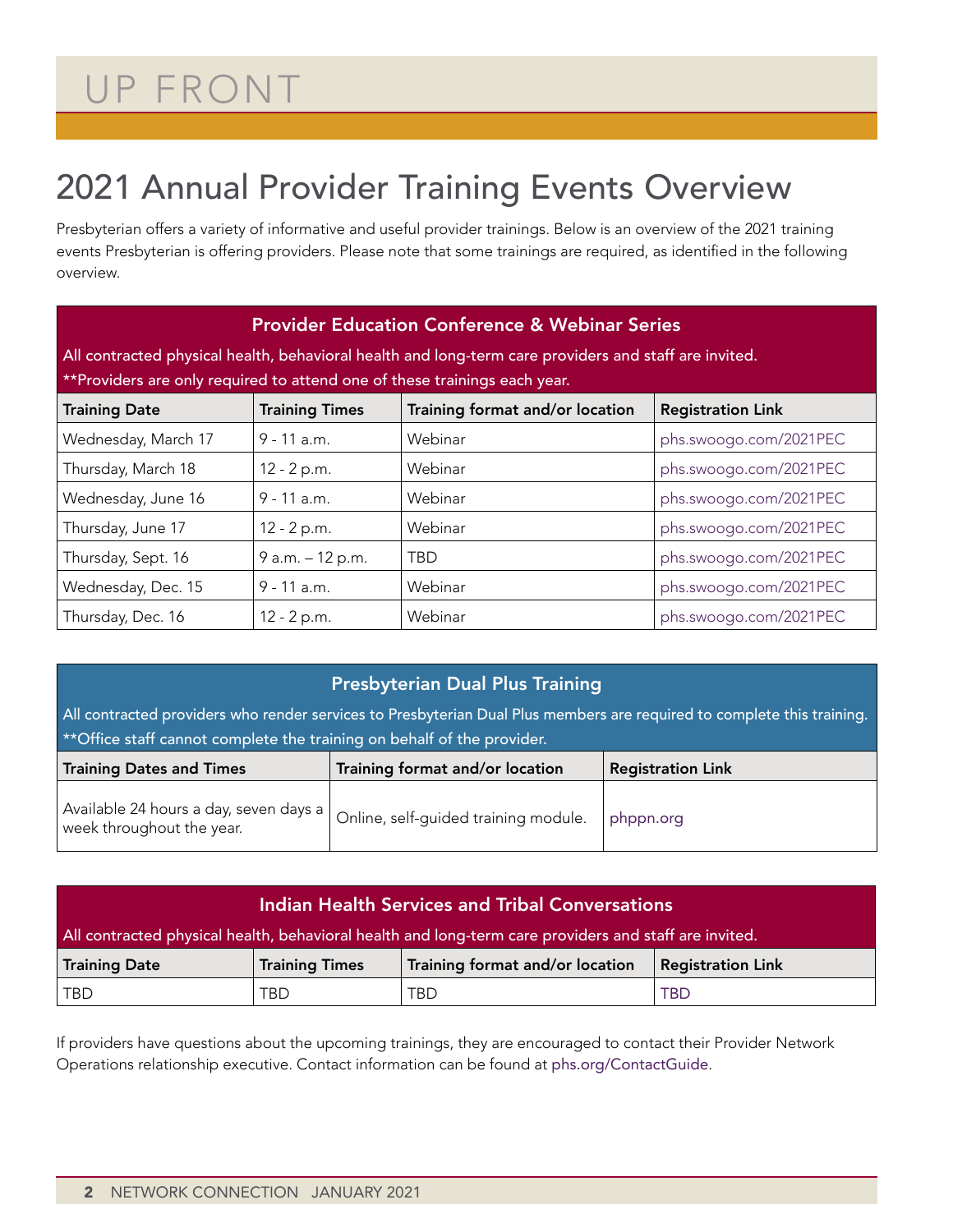# UP FRONT

## 2021 Annual Provider Training Events Overview

Presbyterian offers a variety of informative and useful provider trainings. Below is an overview of the 2021 training events Presbyterian is offering providers. Please note that some trainings are required, as identified in the following overview.

### Provider Education Conference & Webinar Series

All contracted physical health, behavioral health and long-term care providers and staff are invited.
**Providers are only required to attend one of these trainings each year.

| Training Date | Training Times | Training format and/or location | Registration Link |
|---|---|---|---|
| Wednesday, March 17 | 9 - 11 a.m. | Webinar | phs.swoogo.com/2021PEC |
| Thursday, March 18 | 12 - 2 p.m. | Webinar | phs.swoogo.com/2021PEC |
| Wednesday, June 16 | 9 - 11 a.m. | Webinar | phs.swoogo.com/2021PEC |
| Thursday, June 17 | 12 - 2 p.m. | Webinar | phs.swoogo.com/2021PEC |
| Thursday, Sept. 16 | 9 a.m. – 12 p.m. | TBD | phs.swoogo.com/2021PEC |
| Wednesday, Dec. 15 | 9 - 11 a.m. | Webinar | phs.swoogo.com/2021PEC |
| Thursday, Dec. 16 | 12 - 2 p.m. | Webinar | phs.swoogo.com/2021PEC |

### Presbyterian Dual Plus Training

All contracted providers who render services to Presbyterian Dual Plus members are required to complete this training.
**Office staff cannot complete the training on behalf of the provider.

| Training Dates and Times | Training format and/or location | Registration Link |
|---|---|---|
| Available 24 hours a day, seven days a week throughout the year. | Online, self-guided training module. | phppn.org |

### Indian Health Services and Tribal Conversations

All contracted physical health, behavioral health and long-term care providers and staff are invited.

| Training Date | Training Times | Training format and/or location | Registration Link |
|---|---|---|---|
| TBD | TBD | TBD | TBD |

If providers have questions about the upcoming trainings, they are encouraged to contact their Provider Network Operations relationship executive. Contact information can be found at phs.org/ContactGuide.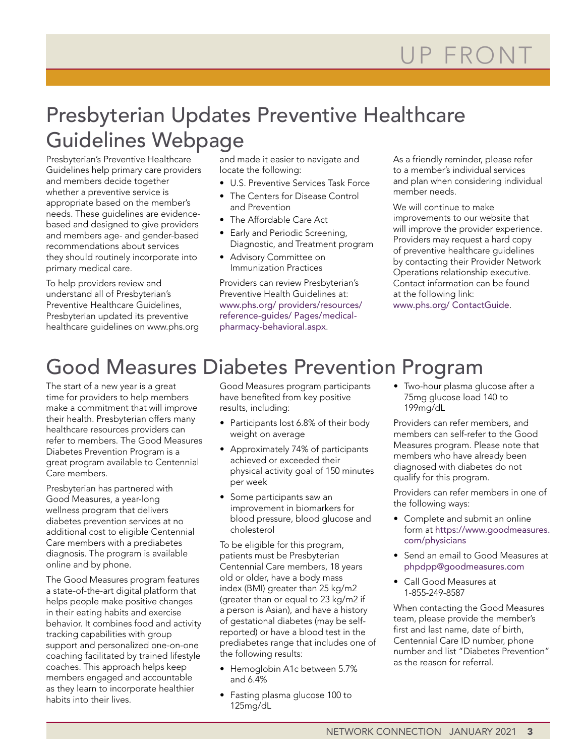# UP FRONT

## Presbyterian Updates Preventive Healthcare Guidelines Webpage

Presbyterian's Preventive Healthcare Guidelines help primary care providers and members decide together whether a preventive service is appropriate based on the member's needs. These guidelines are evidence-based and designed to give providers and members age- and gender-based recommendations about services they should routinely incorporate into primary medical care.

To help providers review and understand all of Presbyterian's Preventive Healthcare Guidelines, Presbyterian updated its preventive healthcare guidelines on www.phs.org and made it easier to navigate and locate the following:

- U.S. Preventive Services Task Force
- The Centers for Disease Control and Prevention
- The Affordable Care Act
- Early and Periodic Screening, Diagnostic, and Treatment program
- Advisory Committee on Immunization Practices

Providers can review Presbyterian's Preventive Health Guidelines at: www.phs.org/ providers/resources/ reference-guides/ Pages/medical-pharmacy-behavioral.aspx.

As a friendly reminder, please refer to a member's individual services and plan when considering individual member needs.

We will continue to make improvements to our website that will improve the provider experience. Providers may request a hard copy of preventive healthcare guidelines by contacting their Provider Network Operations relationship executive. Contact information can be found at the following link: www.phs.org/ ContactGuide.

## Good Measures Diabetes Prevention Program

The start of a new year is a great time for providers to help members make a commitment that will improve their health. Presbyterian offers many healthcare resources providers can refer to members. The Good Measures Diabetes Prevention Program is a great program available to Centennial Care members.

Presbyterian has partnered with Good Measures, a year-long wellness program that delivers diabetes prevention services at no additional cost to eligible Centennial Care members with a prediabetes diagnosis. The program is available online and by phone.

The Good Measures program features a state-of-the-art digital platform that helps people make positive changes in their eating habits and exercise behavior. It combines food and activity tracking capabilities with group support and personalized one-on-one coaching facilitated by trained lifestyle coaches. This approach helps keep members engaged and accountable as they learn to incorporate healthier habits into their lives.

Good Measures program participants have benefited from key positive results, including:

- Participants lost 6.8% of their body weight on average
- Approximately 74% of participants achieved or exceeded their physical activity goal of 150 minutes per week
- Some participants saw an improvement in biomarkers for blood pressure, blood glucose and cholesterol

To be eligible for this program, patients must be Presbyterian Centennial Care members, 18 years old or older, have a body mass index (BMI) greater than 25 kg/m2 (greater than or equal to 23 kg/m2 if a person is Asian), and have a history of gestational diabetes (may be self-reported) or have a blood test in the prediabetes range that includes one of the following results:

- Hemoglobin A1c between 5.7% and 6.4%
- Fasting plasma glucose 100 to 125mg/dL
- Two-hour plasma glucose after a 75mg glucose load 140 to 199mg/dL

Providers can refer members, and members can self-refer to the Good Measures program. Please note that members who have already been diagnosed with diabetes do not qualify for this program.

Providers can refer members in one of the following ways:

- Complete and submit an online form at https://www.goodmeasures.com/physicians
- Send an email to Good Measures at phpdpp@goodmeasures.com
- Call Good Measures at 1-855-249-8587

When contacting the Good Measures team, please provide the member's first and last name, date of birth, Centennial Care ID number, phone number and list "Diabetes Prevention" as the reason for referral.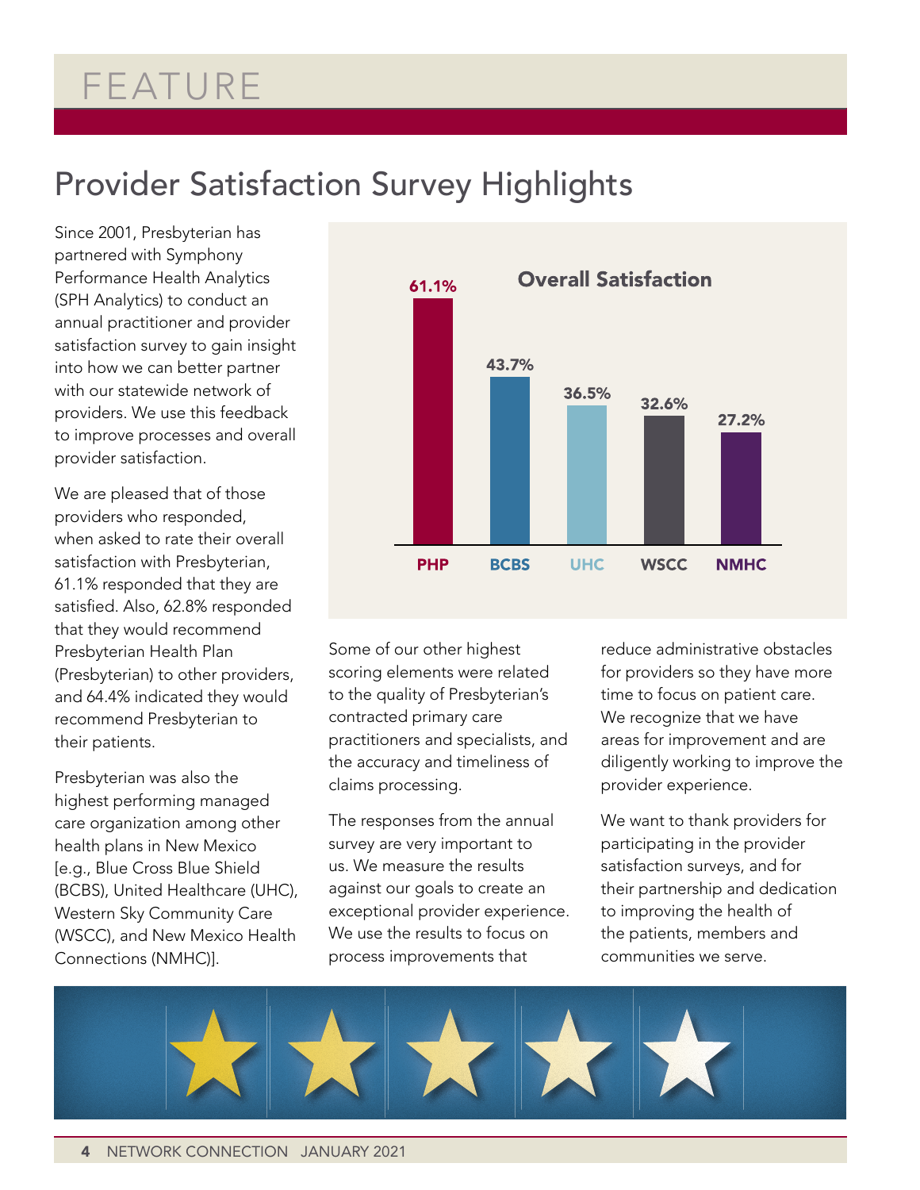# FEATURE

## Provider Satisfaction Survey Highlights

Since 2001, Presbyterian has partnered with Symphony Performance Health Analytics (SPH Analytics) to conduct an annual practitioner and provider satisfaction survey to gain insight into how we can better partner with our statewide network of providers. We use this feedback to improve processes and overall provider satisfaction.

We are pleased that of those providers who responded, when asked to rate their overall satisfaction with Presbyterian, 61.1% responded that they are satisfied. Also, 62.8% responded that they would recommend Presbyterian Health Plan (Presbyterian) to other providers, and 64.4% indicated they would recommend Presbyterian to their patients.

Presbyterian was also the highest performing managed care organization among other health plans in New Mexico [e.g., Blue Cross Blue Shield (BCBS), United Healthcare (UHC), Western Sky Community Care (WSCC), and New Mexico Health Connections (NMHC)].

**Overall Satisfaction**

| PHP | BCBS | UHC | WSCC | NMHC |
|---|---|---|---|---|
| 61.1% | 43.7% | 36.5% | 32.6% | 27.2% |

Some of our other highest scoring elements were related to the quality of Presbyterian's contracted primary care practitioners and specialists, and the accuracy and timeliness of claims processing.

The responses from the annual survey are very important to us. We measure the results against our goals to create an exceptional provider experience. We use the results to focus on process improvements that reduce administrative obstacles for providers so they have more time to focus on patient care. We recognize that we have areas for improvement and are diligently working to improve the provider experience.

We want to thank providers for participating in the provider satisfaction surveys, and for their partnership and dedication to improving the health of the patients, members and communities we serve.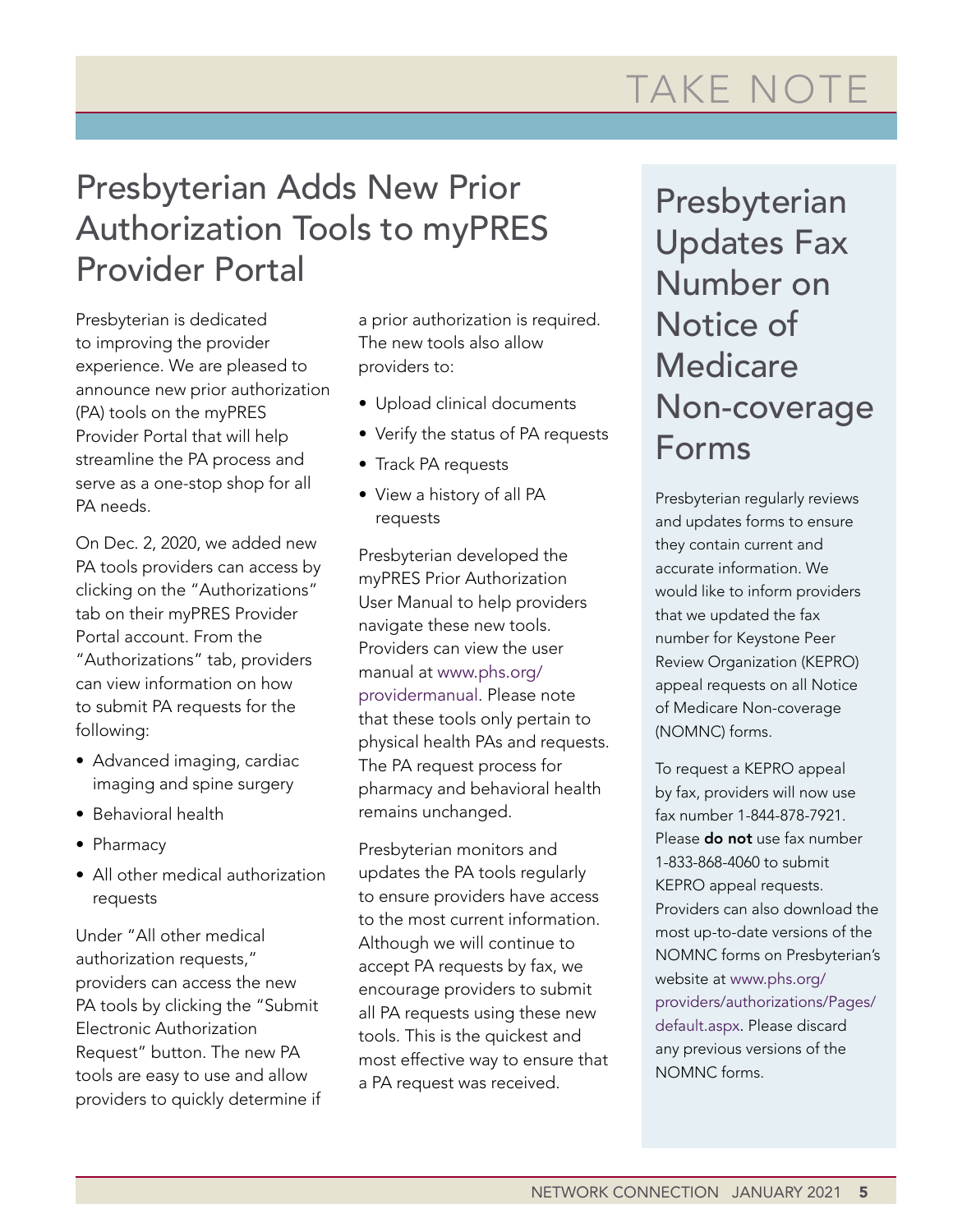# TAKE NOTE

## Presbyterian Adds New Prior Authorization Tools to myPRES Provider Portal

Presbyterian is dedicated to improving the provider experience. We are pleased to announce new prior authorization (PA) tools on the myPRES Provider Portal that will help streamline the PA process and serve as a one-stop shop for all PA needs.

On Dec. 2, 2020, we added new PA tools providers can access by clicking on the "Authorizations" tab on their myPRES Provider Portal account. From the "Authorizations" tab, providers can view information on how to submit PA requests for the following:

- Advanced imaging, cardiac imaging and spine surgery
- Behavioral health
- Pharmacy
- All other medical authorization requests

Under "All other medical authorization requests," providers can access the new PA tools by clicking the "Submit Electronic Authorization Request" button. The new PA tools are easy to use and allow providers to quickly determine if a prior authorization is required. The new tools also allow providers to:

- Upload clinical documents
- Verify the status of PA requests
- Track PA requests
- View a history of all PA requests

Presbyterian developed the myPRES Prior Authorization User Manual to help providers navigate these new tools. Providers can view the user manual at www.phs.org/providermanual. Please note that these tools only pertain to physical health PAs and requests. The PA request process for pharmacy and behavioral health remains unchanged.

Presbyterian monitors and updates the PA tools regularly to ensure providers have access to the most current information. Although we will continue to accept PA requests by fax, we encourage providers to submit all PA requests using these new tools. This is the quickest and most effective way to ensure that a PA request was received.

## Presbyterian Updates Fax Number on Notice of Medicare Non-coverage Forms

Presbyterian regularly reviews and updates forms to ensure they contain current and accurate information. We would like to inform providers that we updated the fax number for Keystone Peer Review Organization (KEPRO) appeal requests on all Notice of Medicare Non-coverage (NOMNC) forms.

To request a KEPRO appeal by fax, providers will now use fax number 1-844-878-7921. Please **do not** use fax number 1-833-868-4060 to submit KEPRO appeal requests. Providers can also download the most up-to-date versions of the NOMNC forms on Presbyterian's website at www.phs.org/providers/authorizations/Pages/default.aspx. Please discard any previous versions of the NOMNC forms.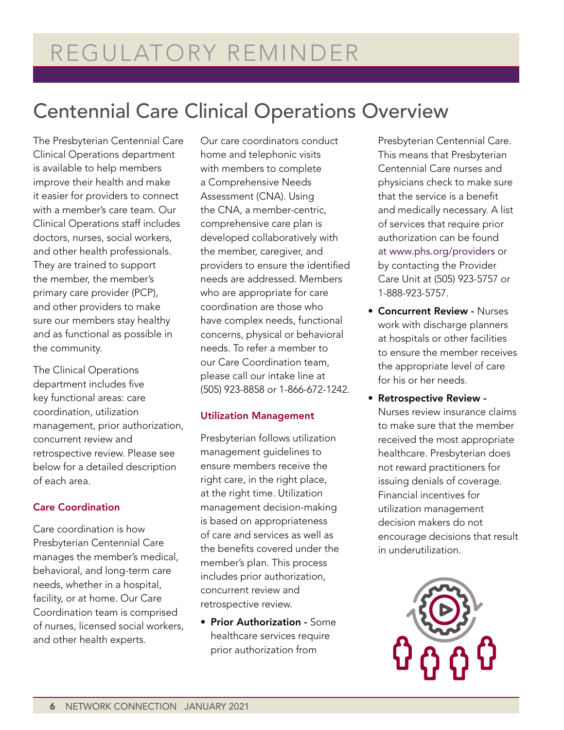# REGULATORY REMINDER

## Centennial Care Clinical Operations Overview

The Presbyterian Centennial Care Clinical Operations department is available to help members improve their health and make it easier for providers to connect with a member's care team. Our Clinical Operations staff includes doctors, nurses, social workers, and other health professionals. They are trained to support the member, the member's primary care provider (PCP), and other providers to make sure our members stay healthy and as functional as possible in the community.

The Clinical Operations department includes five key functional areas: care coordination, utilization management, prior authorization, concurrent review and retrospective review. Please see below for a detailed description of each area.

### Care Coordination

Care coordination is how Presbyterian Centennial Care manages the member's medical, behavioral, and long-term care needs, whether in a hospital, facility, or at home. Our Care Coordination team is comprised of nurses, licensed social workers, and other health experts.

Our care coordinators conduct home and telephonic visits with members to complete a Comprehensive Needs Assessment (CNA). Using the CNA, a member-centric, comprehensive care plan is developed collaboratively with the member, caregiver, and providers to ensure the identified needs are addressed. Members who are appropriate for care coordination are those who have complex needs, functional concerns, physical or behavioral needs. To refer a member to our Care Coordination team, please call our intake line at (505) 923-8858 or 1-866-672-1242.

### Utilization Management

Presbyterian follows utilization management guidelines to ensure members receive the right care, in the right place, at the right time. Utilization management decision-making is based on appropriateness of care and services as well as the benefits covered under the member's plan. This process includes prior authorization, concurrent review and retrospective review.

- **Prior Authorization -** Some healthcare services require prior authorization from Presbyterian Centennial Care. This means that Presbyterian Centennial Care nurses and physicians check to make sure that the service is a benefit and medically necessary. A list of services that require prior authorization can be found at www.phs.org/providers or by contacting the Provider Care Unit at (505) 923-5757 or 1-888-923-5757.
- **Concurrent Review -** Nurses work with discharge planners at hospitals or other facilities to ensure the member receives the appropriate level of care for his or her needs.
- **Retrospective Review -** Nurses review insurance claims to make sure that the member received the most appropriate healthcare. Presbyterian does not reward practitioners for issuing denials of coverage. Financial incentives for utilization management decision makers do not encourage decisions that result in underutilization.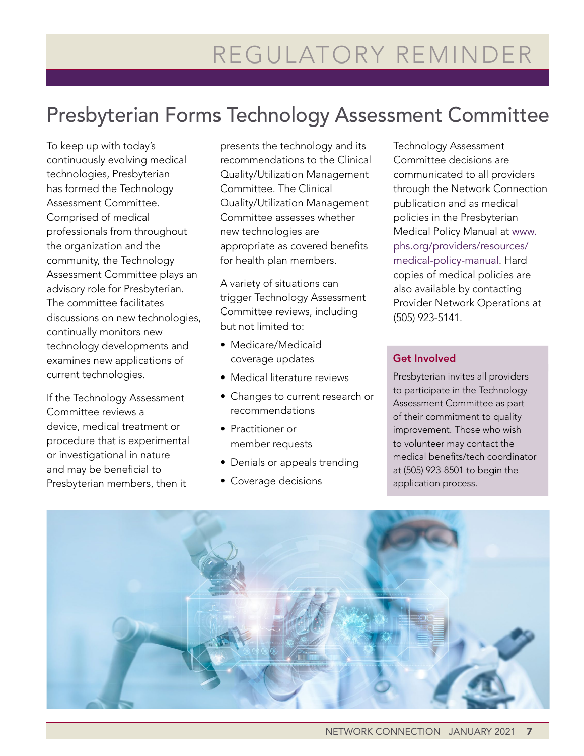# REGULATORY REMINDER

## Presbyterian Forms Technology Assessment Committee

To keep up with today's continuously evolving medical technologies, Presbyterian has formed the Technology Assessment Committee. Comprised of medical professionals from throughout the organization and the community, the Technology Assessment Committee plays an advisory role for Presbyterian. The committee facilitates discussions on new technologies, continually monitors new technology developments and examines new applications of current technologies.

If the Technology Assessment Committee reviews a device, medical treatment or procedure that is experimental or investigational in nature and may be beneficial to Presbyterian members, then it presents the technology and its recommendations to the Clinical Quality/Utilization Management Committee. The Clinical Quality/Utilization Management Committee assesses whether new technologies are appropriate as covered benefits for health plan members.

A variety of situations can trigger Technology Assessment Committee reviews, including but not limited to:

- Medicare/Medicaid coverage updates
- Medical literature reviews
- Changes to current research or recommendations
- Practitioner or member requests
- Denials or appeals trending
- Coverage decisions

Technology Assessment Committee decisions are communicated to all providers through the Network Connection publication and as medical policies in the Presbyterian Medical Policy Manual at www.phs.org/providers/resources/medical-policy-manual. Hard copies of medical policies are also available by contacting Provider Network Operations at (505) 923-5141.

### Get Involved

Presbyterian invites all providers to participate in the Technology Assessment Committee as part of their commitment to quality improvement. Those who wish to volunteer may contact the medical benefits/tech coordinator at (505) 923-8501 to begin the application process.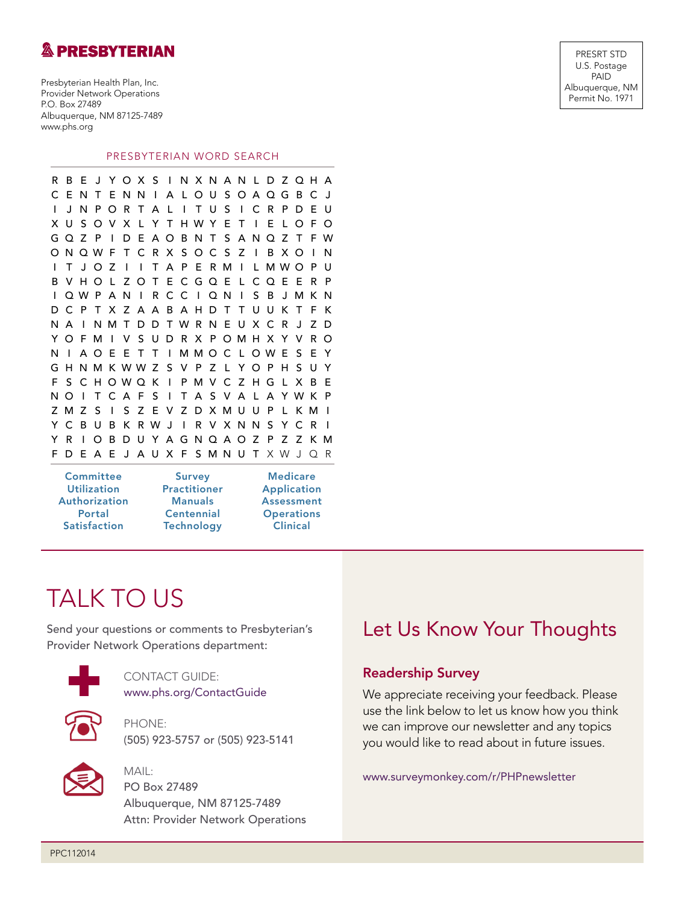**PRESBYTERIAN**

Presbyterian Health Plan, Inc.
Provider Network Operations
P.O. Box 27489
Albuquerque, NM 87125-7489
www.phs.org

PRESRT STD
U.S. Postage
PAID
Albuquerque, NM
Permit No. 1971

## PRESBYTERIAN WORD SEARCH

```
R B E J Y O X S I N X N A N L D Z Q H A
C E N T E N N I A L O U S O A Q G B C J
I J N P O R T A L I T U S I C R P D E U
X U S O V X L Y T H W Y E T I E L O F O
G Q Z P I D E A O B N T S A N Q Z T F W
O N Q W F T C R X S O C S Z I B X O I N
I T J O Z I I T A P E R M I L M W O P U
B V H O L Z O T E C G Q E L C Q E E R P
I Q W P A N I R C C I Q N I S B J M K N
D C P T X Z A A B A H D T T U U K T F K
N A I N M T D D T W R N E U X C R J Z D
Y O F M I V S U D R X P O M H X Y V R O
N I A O E E T T I M M O C L O W E S E Y
G H N M K W W Z S V P Z L Y O P H S U Y
F S C H O W Q K I P M V C Z H G L X B E
N O I T C A F S I T A S V A L A Y W K P
Z M Z S I S Z E V Z D X M U U P L K M I
Y C B U B K R W J I R V X N N S Y C R I
Y R I O B D U Y A G N Q A O Z P Z Z K M
F D E A E J A U X F S M N U T X W J Q R
```

| | | |
|---|---|---|
| Committee | Survey | Medicare |
| Utilization | Practitioner | Application |
| Authorization | Manuals | Assessment |
| Portal | Centennial | Operations |
| Satisfaction | Technology | Clinical |

# TALK TO US

Send your questions or comments to Presbyterian's Provider Network Operations department:

CONTACT GUIDE:
www.phs.org/ContactGuide

PHONE:
(505) 923-5757 or (505) 923-5141

MAIL:
PO Box 27489
Albuquerque, NM 87125-7489
Attn: Provider Network Operations

## Let Us Know Your Thoughts

### Readership Survey

We appreciate receiving your feedback. Please use the link below to let us know how you think we can improve our newsletter and any topics you would like to read about in future issues.

www.surveymonkey.com/r/PHPnewsletter

PPC112014